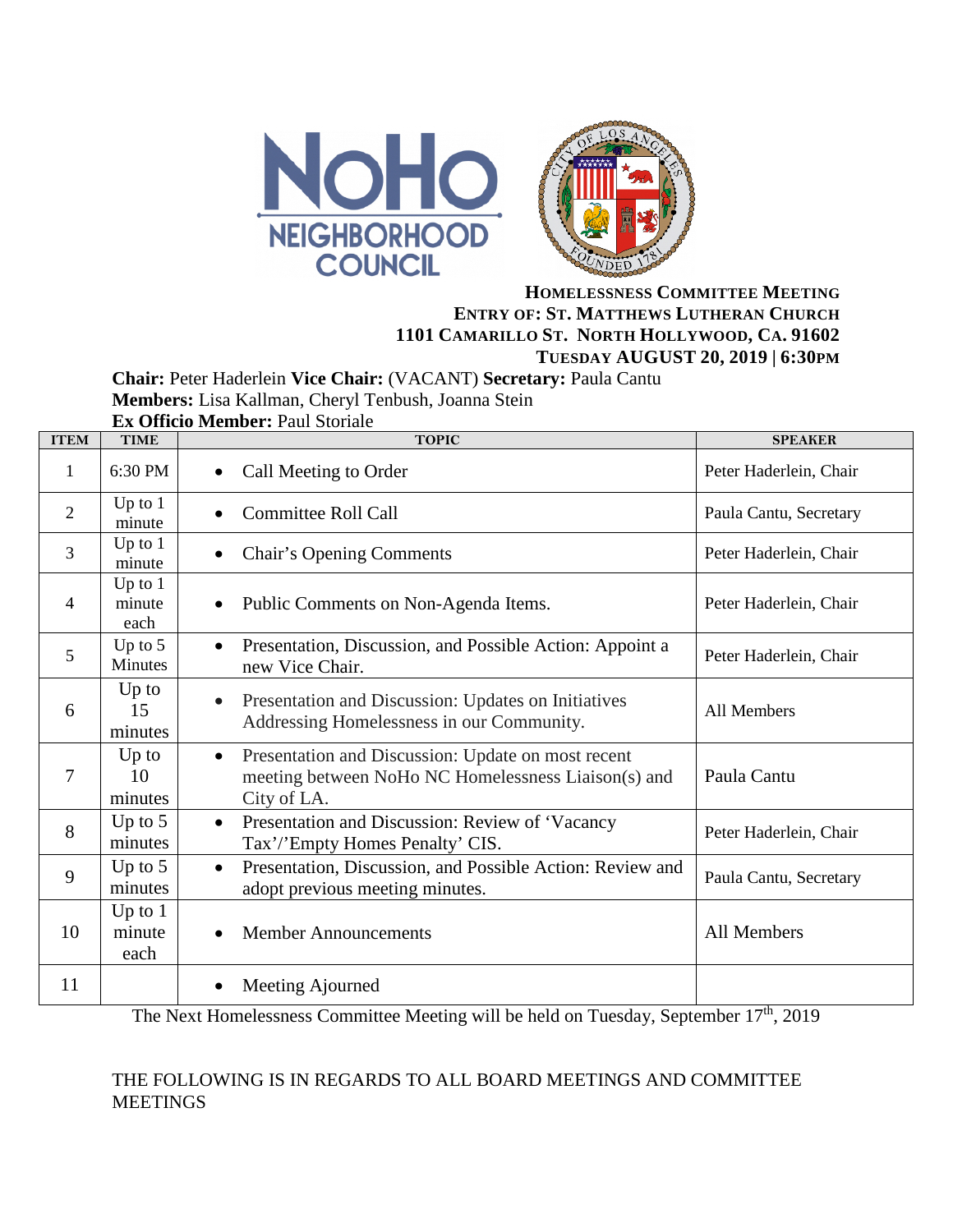**HOMELESSNESS COMMITTEE MEETING**
**ENTRY OF: ST. MATTHEWS LUTHERAN CHURCH**
**1101 CAMARILLO ST. NORTH HOLLYWOOD, CA. 91602**
**TUESDAY AUGUST 20, 2019 | 6:30PM**

**Chair:** Peter Haderlein **Vice Chair:** (VACANT) **Secretary:** Paula Cantu
**Members:** Lisa Kallman, Cheryl Tenbush, Joanna Stein
**Ex Officio Member:** Paul Storiale

| ITEM | TIME | TOPIC | SPEAKER |
|---|---|---|---|
| 1 | 6:30 PM | • Call Meeting to Order | Peter Haderlein, Chair |
| 2 | Up to 1 minute | • Committee Roll Call | Paula Cantu, Secretary |
| 3 | Up to 1 minute | • Chair's Opening Comments | Peter Haderlein, Chair |
| 4 | Up to 1 minute each | • Public Comments on Non-Agenda Items. | Peter Haderlein, Chair |
| 5 | Up to 5 Minutes | • Presentation, Discussion, and Possible Action: Appoint a new Vice Chair. | Peter Haderlein, Chair |
| 6 | Up to 15 minutes | • Presentation and Discussion: Updates on Initiatives Addressing Homelessness in our Community. | All Members |
| 7 | Up to 10 minutes | • Presentation and Discussion: Update on most recent meeting between NoHo NC Homelessness Liaison(s) and City of LA. | Paula Cantu |
| 8 | Up to 5 minutes | • Presentation and Discussion: Review of 'Vacancy Tax'/'Empty Homes Penalty' CIS. | Peter Haderlein, Chair |
| 9 | Up to 5 minutes | • Presentation, Discussion, and Possible Action: Review and adopt previous meeting minutes. | Paula Cantu, Secretary |
| 10 | Up to 1 minute each | • Member Announcements | All Members |
| 11 | | • Meeting Ajourned | |

The Next Homelessness Committee Meeting will be held on Tuesday, September 17th, 2019

THE FOLLOWING IS IN REGARDS TO ALL BOARD MEETINGS AND COMMITTEE MEETINGS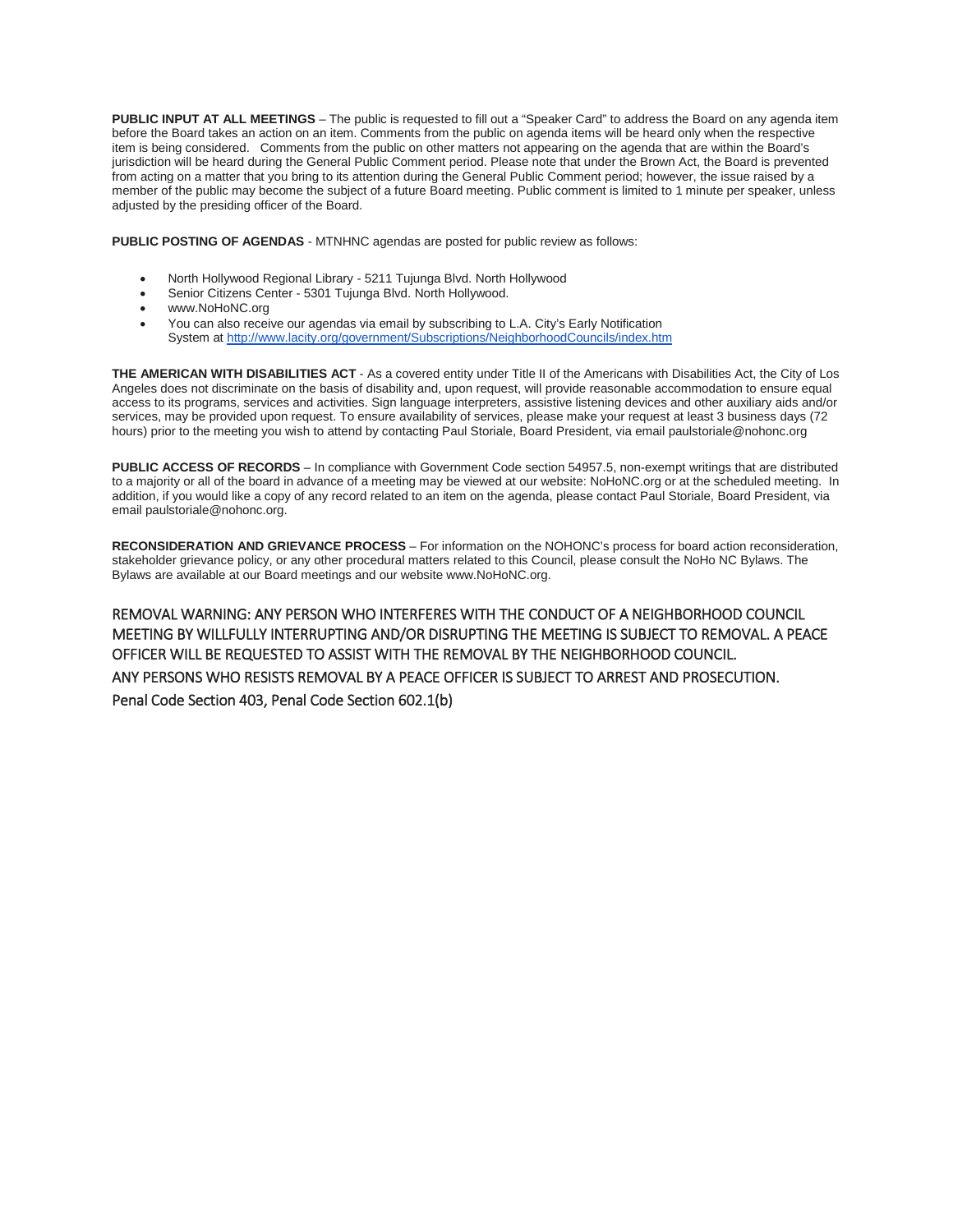**PUBLIC INPUT AT ALL MEETINGS** – The public is requested to fill out a "Speaker Card" to address the Board on any agenda item before the Board takes an action on an item. Comments from the public on agenda items will be heard only when the respective item is being considered. Comments from the public on other matters not appearing on the agenda that are within the Board's jurisdiction will be heard during the General Public Comment period. Please note that under the Brown Act, the Board is prevented from acting on a matter that you bring to its attention during the General Public Comment period; however, the issue raised by a member of the public may become the subject of a future Board meeting. Public comment is limited to 1 minute per speaker, unless adjusted by the presiding officer of the Board.

**PUBLIC POSTING OF AGENDAS** - MTNHNC agendas are posted for public review as follows:

- North Hollywood Regional Library - 5211 Tujunga Blvd. North Hollywood
- Senior Citizens Center - 5301 Tujunga Blvd. North Hollywood.
- www.NoHoNC.org
- You can also receive our agendas via email by subscribing to L.A. City's Early Notification System at http://www.lacity.org/government/Subscriptions/NeighborhoodCouncils/index.htm

**THE AMERICAN WITH DISABILITIES ACT** - As a covered entity under Title II of the Americans with Disabilities Act, the City of Los Angeles does not discriminate on the basis of disability and, upon request, will provide reasonable accommodation to ensure equal access to its programs, services and activities. Sign language interpreters, assistive listening devices and other auxiliary aids and/or services, may be provided upon request. To ensure availability of services, please make your request at least 3 business days (72 hours) prior to the meeting you wish to attend by contacting Paul Storiale, Board President, via email paulstoriale@nohonc.org

**PUBLIC ACCESS OF RECORDS** – In compliance with Government Code section 54957.5, non-exempt writings that are distributed to a majority or all of the board in advance of a meeting may be viewed at our website: NoHoNC.org or at the scheduled meeting. In addition, if you would like a copy of any record related to an item on the agenda, please contact Paul Storiale, Board President, via email paulstoriale@nohonc.org.

**RECONSIDERATION AND GRIEVANCE PROCESS** – For information on the NOHONC's process for board action reconsideration, stakeholder grievance policy, or any other procedural matters related to this Council, please consult the NoHo NC Bylaws. The Bylaws are available at our Board meetings and our website www.NoHoNC.org.

REMOVAL WARNING: ANY PERSON WHO INTERFERES WITH THE CONDUCT OF A NEIGHBORHOOD COUNCIL MEETING BY WILLFULLY INTERRUPTING AND/OR DISRUPTING THE MEETING IS SUBJECT TO REMOVAL. A PEACE OFFICER WILL BE REQUESTED TO ASSIST WITH THE REMOVAL BY THE NEIGHBORHOOD COUNCIL.

ANY PERSONS WHO RESISTS REMOVAL BY A PEACE OFFICER IS SUBJECT TO ARREST AND PROSECUTION.

Penal Code Section 403, Penal Code Section 602.1(b)